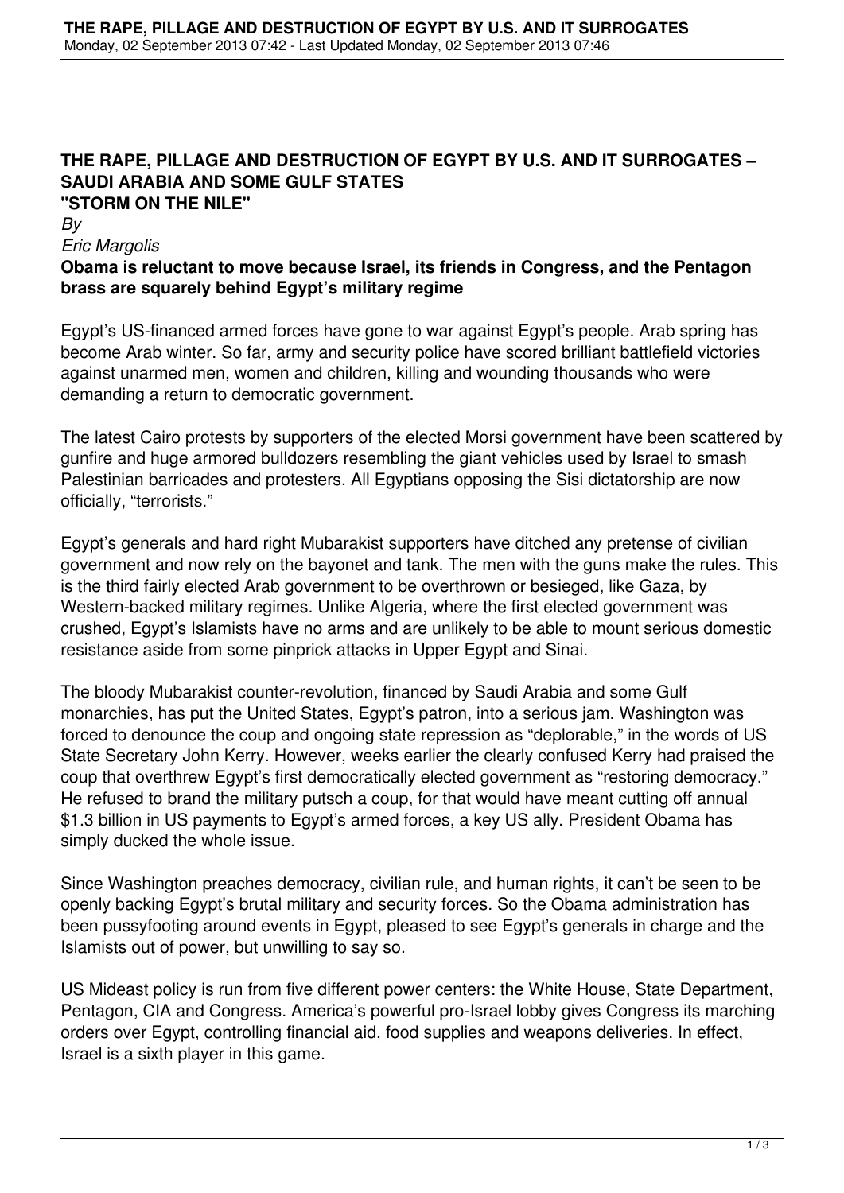# THE RAPE, PILLAGE AND DESTRUCTION OF EGYPT BY U.S. AND IT SURROGATES – SAUDI ARABIA AND SOME GULF STATES

## "STORM ON THE NILE"

*By*

*Eric Margolis*

**Obama is reluctant to move because Israel, its friends in Congress, and the Pentagon brass are squarely behind Egypt's military regime**

Egypt's US-financed armed forces have gone to war against Egypt's people. Arab spring has become Arab winter. So far, army and security police have scored brilliant battlefield victories against unarmed men, women and children, killing and wounding thousands who were demanding a return to democratic government.

The latest Cairo protests by supporters of the elected Morsi government have been scattered by gunfire and huge armored bulldozers resembling the giant vehicles used by Israel to smash Palestinian barricades and protesters. All Egyptians opposing the Sisi dictatorship are now officially, "terrorists."

Egypt's generals and hard right Mubarakist supporters have ditched any pretense of civilian government and now rely on the bayonet and tank. The men with the guns make the rules. This is the third fairly elected Arab government to be overthrown or besieged, like Gaza, by Western-backed military regimes. Unlike Algeria, where the first elected government was crushed, Egypt's Islamists have no arms and are unlikely to be able to mount serious domestic resistance aside from some pinprick attacks in Upper Egypt and Sinai.

The bloody Mubarakist counter-revolution, financed by Saudi Arabia and some Gulf monarchies, has put the United States, Egypt's patron, into a serious jam. Washington was forced to denounce the coup and ongoing state repression as "deplorable," in the words of US State Secretary John Kerry. However, weeks earlier the clearly confused Kerry had praised the coup that overthrew Egypt's first democratically elected government as "restoring democracy." He refused to brand the military putsch a coup, for that would have meant cutting off annual $1.3 billion in US payments to Egypt's armed forces, a key US ally. President Obama has simply ducked the whole issue.

Since Washington preaches democracy, civilian rule, and human rights, it can't be seen to be openly backing Egypt's brutal military and security forces. So the Obama administration has been pussyfooting around events in Egypt, pleased to see Egypt's generals in charge and the Islamists out of power, but unwilling to say so.

US Mideast policy is run from five different power centers: the White House, State Department, Pentagon, CIA and Congress. America's powerful pro-Israel lobby gives Congress its marching orders over Egypt, controlling financial aid, food supplies and weapons deliveries. In effect, Israel is a sixth player in this game.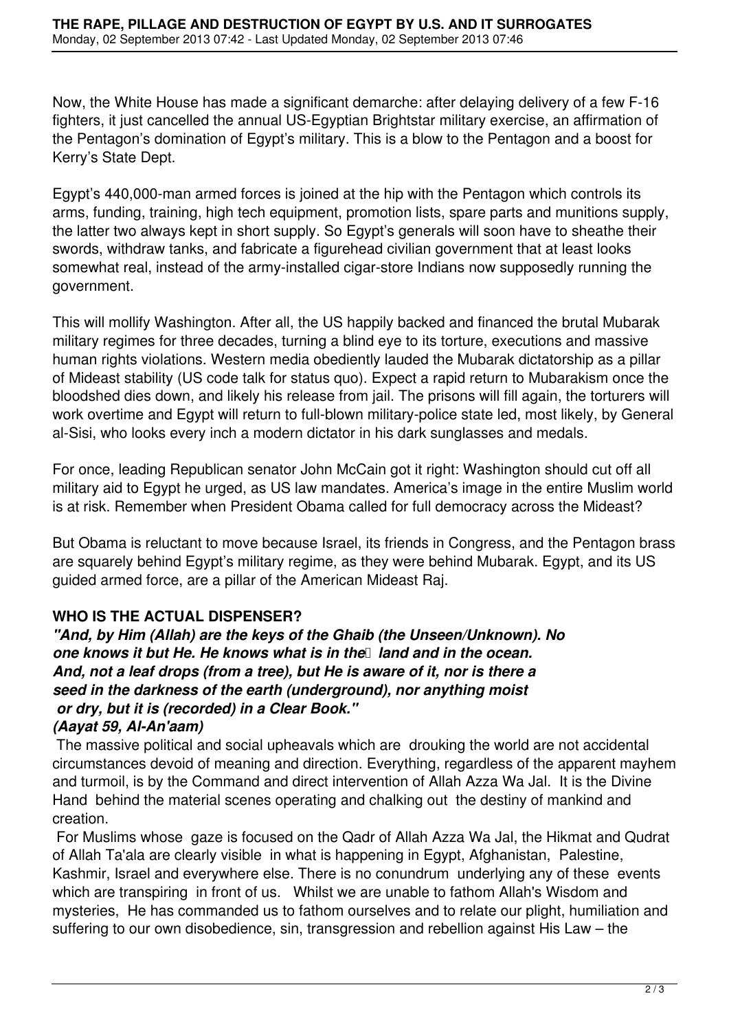Now, the White House has made a significant demarche: after delaying delivery of a few F-16 fighters, it just cancelled the annual US-Egyptian Brightstar military exercise, an affirmation of the Pentagon's domination of Egypt's military. This is a blow to the Pentagon and a boost for Kerry's State Dept.

Egypt's 440,000-man armed forces is joined at the hip with the Pentagon which controls its arms, funding, training, high tech equipment, promotion lists, spare parts and munitions supply, the latter two always kept in short supply. So Egypt's generals will soon have to sheathe their swords, withdraw tanks, and fabricate a figurehead civilian government that at least looks somewhat real, instead of the army-installed cigar-store Indians now supposedly running the government.

This will mollify Washington. After all, the US happily backed and financed the brutal Mubarak military regimes for three decades, turning a blind eye to its torture, executions and massive human rights violations. Western media obediently lauded the Mubarak dictatorship as a pillar of Mideast stability (US code talk for status quo). Expect a rapid return to Mubarakism once the bloodshed dies down, and likely his release from jail. The prisons will fill again, the torturers will work overtime and Egypt will return to full-blown military-police state led, most likely, by General al-Sisi, who looks every inch a modern dictator in his dark sunglasses and medals.

For once, leading Republican senator John McCain got it right: Washington should cut off all military aid to Egypt he urged, as US law mandates. America's image in the entire Muslim world is at risk. Remember when President Obama called for full democracy across the Mideast?

But Obama is reluctant to move because Israel, its friends in Congress, and the Pentagon brass are squarely behind Egypt's military regime, as they were behind Mubarak. Egypt, and its US guided armed force, are a pillar of the American Mideast Raj.

**WHO IS THE ACTUAL DISPENSER?**

***"And, by Him (Allah) are the keys of the Ghaib (the Unseen/Unknown). No one knows it but He. He knows what is in the land and in the ocean. And, not a leaf drops (from a tree), but He is aware of it, nor is there a seed in the darkness of the earth (underground), nor anything moist or dry, but it is (recorded) in a Clear Book."***

***(Aayat 59, Al-An'aam)***

The massive political and social upheavals which are drouking the world are not accidental circumstances devoid of meaning and direction. Everything, regardless of the apparent mayhem and turmoil, is by the Command and direct intervention of Allah Azza Wa Jal. It is the Divine Hand behind the material scenes operating and chalking out the destiny of mankind and creation.

For Muslims whose gaze is focused on the Qadr of Allah Azza Wa Jal, the Hikmat and Qudrat of Allah Ta'ala are clearly visible in what is happening in Egypt, Afghanistan, Palestine, Kashmir, Israel and everywhere else. There is no conundrum underlying any of these events which are transpiring in front of us. Whilst we are unable to fathom Allah's Wisdom and mysteries, He has commanded us to fathom ourselves and to relate our plight, humiliation and suffering to our own disobedience, sin, transgression and rebellion against His Law – the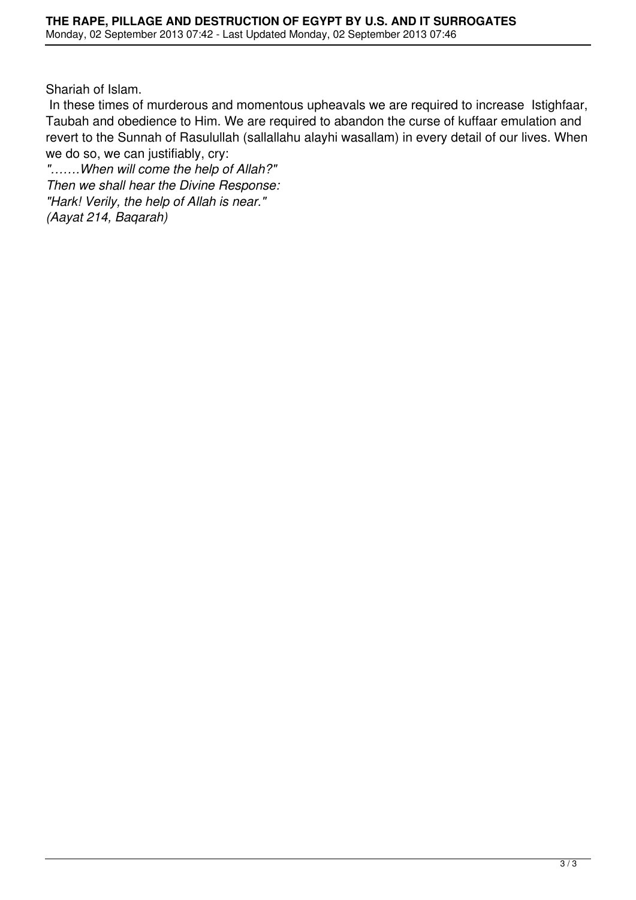Shariah of Islam.

In these times of murderous and momentous upheavals we are required to increase Istighfaar, Taubah and obedience to Him. We are required to abandon the curse of kuffaar emulation and revert to the Sunnah of Rasulullah (sallallahu alayhi wasallam) in every detail of our lives. When we do so, we can justifiably, cry:

*"…….When will come the help of Allah?"*
*Then we shall hear the Divine Response:*
*"Hark! Verily, the help of Allah is near."*
*(Aayat 214, Baqarah)*